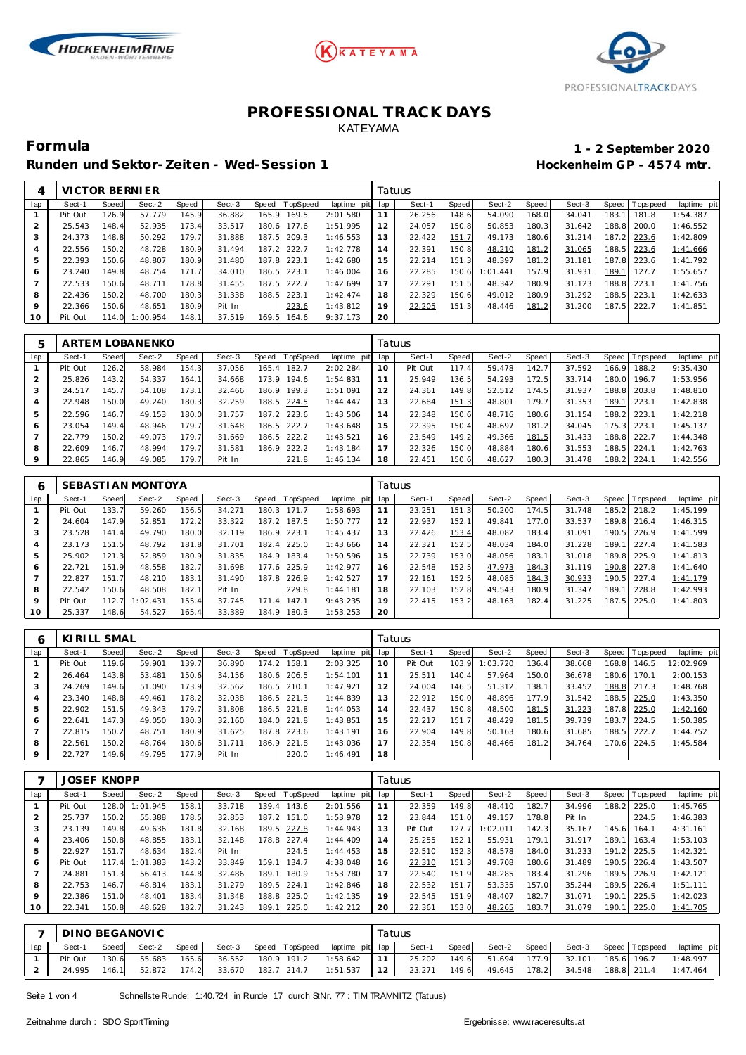# PROFESSIONAL TRACK DAYS

KATEYAMA

**Formula** **1 - 2 September 2020**

**Runden und Sektor-Zeiten - Wed-Session 1** **Hockenheim GP - 4574 mtr.**

| 4 | VICTOR BERNIER | | | | | | | | Tatuus | | | | | | | | |
|---|---|---|---|---|---|---|---|---|---|---|---|---|---|---|---|---|---|
| lap | Sect-1 | Speed | Sect-2 | Speed | Sect-3 | Speed | TopSpeed | laptime pit | lap | Sect-1 | Speed | Sect-2 | Speed | Sect-3 | Speed | Topspeed | laptime pit |
| 1 | Pit Out | 126.9 | 57.779 | 145.9 | 36.882 | 165.9 | 169.5 | 2:01.580 | 11 | 26.256 | 148.6 | 54.090 | 168.0 | 34.041 | 183.1 | 181.8 | 1:54.387 |
| 2 | 25.543 | 148.4 | 52.935 | 173.4 | 33.517 | 180.6 | 177.6 | 1:51.995 | 12 | 24.057 | 150.8 | 50.853 | 180.3 | 31.642 | 188.8 | 200.0 | 1:46.552 |
| 3 | 24.373 | 148.8 | 50.292 | 179.7 | 31.888 | 187.5 | 209.3 | 1:46.553 | 13 | 22.422 | 151.7 | 49.173 | 180.6 | 31.214 | 187.2 | 223.6 | 1:42.809 |
| 4 | 22.556 | 150.2 | 48.728 | 180.9 | 31.494 | 187.2 | 222.7 | 1:42.778 | 14 | 22.391 | 150.8 | 48.210 | 181.2 | 31.065 | 188.5 | 223.6 | 1:41.666 |
| 5 | 22.393 | 150.6 | 48.807 | 180.9 | 31.480 | 187.8 | 223.1 | 1:42.680 | 15 | 22.214 | 151.3 | 48.397 | 181.2 | 31.181 | 187.8 | 223.6 | 1:41.792 |
| 6 | 23.240 | 149.8 | 48.754 | 171.7 | 34.010 | 186.5 | 223.1 | 1:46.004 | 16 | 22.285 | 150.6 | 1:01.441 | 157.9 | 31.931 | 189.1 | 127.7 | 1:55.657 |
| 7 | 22.533 | 150.6 | 48.711 | 178.8 | 31.455 | 187.5 | 222.7 | 1:42.699 | 17 | 22.291 | 151.5 | 48.342 | 180.9 | 31.123 | 188.8 | 223.1 | 1:41.756 |
| 8 | 22.436 | 150.2 | 48.700 | 180.3 | 31.338 | 188.5 | 223.1 | 1:42.474 | 18 | 22.329 | 150.6 | 49.012 | 180.9 | 31.292 | 188.5 | 223.1 | 1:42.633 |
| 9 | 22.366 | 150.6 | 48.651 | 180.9 | Pit In | | 223.6 | 1:43.812 | 19 | 22.205 | 151.3 | 48.446 | 181.2 | 31.200 | 187.5 | 222.7 | 1:41.851 |
| 10 | Pit Out | 114.0 | 1:00.954 | 148.1 | 37.519 | 169.5 | 164.6 | 9:37.173 | 20 | | | | | | | | |

| 5 | ARTEM LOBANENKO | | | | | | | | Tatuus | | | | | | | | |
|---|---|---|---|---|---|---|---|---|---|---|---|---|---|---|---|---|---|
| lap | Sect-1 | Speed | Sect-2 | Speed | Sect-3 | Speed | TopSpeed | laptime pit | lap | Sect-1 | Speed | Sect-2 | Speed | Sect-3 | Speed | Topspeed | laptime pit |
| 1 | Pit Out | 126.2 | 58.984 | 154.3 | 37.056 | 165.4 | 182.7 | 2:02.284 | 10 | Pit Out | 117.4 | 59.478 | 142.7 | 37.592 | 166.9 | 188.2 | 9:35.430 |
| 2 | 25.826 | 143.2 | 54.337 | 164.1 | 34.668 | 173.9 | 194.6 | 1:54.831 | 11 | 25.949 | 136.5 | 54.293 | 172.5 | 33.714 | 180.0 | 196.7 | 1:53.956 |
| 3 | 24.517 | 145.7 | 54.108 | 173.1 | 32.466 | 186.9 | 199.3 | 1:51.091 | 12 | 24.361 | 149.8 | 52.512 | 174.5 | 31.937 | 188.8 | 203.8 | 1:48.810 |
| 4 | 22.948 | 150.0 | 49.240 | 180.3 | 32.259 | 188.5 | 224.5 | 1:44.447 | 13 | 22.684 | 151.3 | 48.801 | 179.7 | 31.353 | 189.1 | 223.1 | 1:42.838 |
| 5 | 22.596 | 146.7 | 49.153 | 180.0 | 31.757 | 187.2 | 223.6 | 1:43.506 | 14 | 22.348 | 150.6 | 48.716 | 180.6 | 31.154 | 188.2 | 223.1 | 1:42.218 |
| 6 | 23.054 | 149.4 | 48.946 | 179.7 | 31.648 | 186.5 | 222.7 | 1:43.648 | 15 | 22.395 | 150.4 | 48.697 | 181.2 | 34.045 | 175.3 | 223.1 | 1:45.137 |
| 7 | 22.779 | 150.2 | 49.073 | 179.7 | 31.669 | 186.5 | 222.2 | 1:43.521 | 16 | 23.549 | 149.2 | 49.366 | 181.5 | 31.433 | 188.8 | 222.7 | 1:44.348 |
| 8 | 22.609 | 146.7 | 48.994 | 179.7 | 31.581 | 186.9 | 222.2 | 1:43.184 | 17 | 22.326 | 150.0 | 48.884 | 180.6 | 31.553 | 188.5 | 224.1 | 1:42.763 |
| 9 | 22.865 | 146.9 | 49.085 | 179.7 | Pit In | | 221.8 | 1:46.134 | 18 | 22.451 | 150.6 | 48.627 | 180.3 | 31.478 | 188.2 | 224.1 | 1:42.556 |

| 6 | SEBASTIAN MONTOYA | | | | | | | | Tatuus | | | | | | | | |
|---|---|---|---|---|---|---|---|---|---|---|---|---|---|---|---|---|---|
| lap | Sect-1 | Speed | Sect-2 | Speed | Sect-3 | Speed | TopSpeed | laptime pit | lap | Sect-1 | Speed | Sect-2 | Speed | Sect-3 | Speed | Topspeed | laptime pit |
| 1 | Pit Out | 133.7 | 59.260 | 156.5 | 34.271 | 180.3 | 171.7 | 1:58.693 | 11 | 23.251 | 151.3 | 50.200 | 174.5 | 31.748 | 185.2 | 218.2 | 1:45.199 |
| 2 | 24.604 | 147.9 | 52.851 | 172.2 | 33.322 | 187.2 | 187.5 | 1:50.777 | 12 | 22.937 | 152.1 | 49.841 | 177.0 | 33.537 | 189.8 | 216.4 | 1:46.315 |
| 3 | 23.528 | 141.4 | 49.790 | 180.0 | 32.119 | 186.9 | 223.1 | 1:45.437 | 13 | 22.426 | 153.4 | 48.082 | 183.4 | 31.091 | 190.5 | 226.9 | 1:41.599 |
| 4 | 23.173 | 151.5 | 48.792 | 181.8 | 31.701 | 182.4 | 225.0 | 1:43.666 | 14 | 22.321 | 152.5 | 48.034 | 184.0 | 31.228 | 189.1 | 227.4 | 1:41.583 |
| 5 | 25.902 | 121.3 | 52.859 | 180.9 | 31.835 | 184.9 | 183.4 | 1:50.596 | 15 | 22.739 | 153.0 | 48.056 | 183.1 | 31.018 | 189.8 | 225.9 | 1:41.813 |
| 6 | 22.721 | 151.9 | 48.558 | 182.7 | 31.698 | 177.6 | 225.9 | 1:42.977 | 16 | 22.548 | 152.5 | 47.973 | 184.3 | 31.119 | 190.8 | 227.8 | 1:41.640 |
| 7 | 22.827 | 151.7 | 48.210 | 183.1 | 31.490 | 187.8 | 226.9 | 1:42.527 | 17 | 22.161 | 152.5 | 48.085 | 184.3 | 30.933 | 190.5 | 227.4 | 1:41.179 |
| 8 | 22.542 | 150.6 | 48.508 | 182.1 | Pit In | | 229.8 | 1:44.181 | 18 | 22.103 | 152.8 | 49.543 | 180.9 | 31.347 | 189.1 | 228.8 | 1:42.993 |
| 9 | Pit Out | 112.7 | 1:02.431 | 155.4 | 37.745 | 171.4 | 147.1 | 9:43.235 | 19 | 22.415 | 153.2 | 48.163 | 182.4 | 31.225 | 187.5 | 225.0 | 1:41.803 |
| 10 | 25.337 | 148.6 | 54.527 | 165.4 | 33.389 | 184.9 | 180.3 | 1:53.253 | 20 | | | | | | | | |

| 6 | KIRILL SMAL | | | | | | | | Tatuus | | | | | | | | |
|---|---|---|---|---|---|---|---|---|---|---|---|---|---|---|---|---|---|
| lap | Sect-1 | Speed | Sect-2 | Speed | Sect-3 | Speed | TopSpeed | laptime pit | lap | Sect-1 | Speed | Sect-2 | Speed | Sect-3 | Speed | Topspeed | laptime pit |
| 1 | Pit Out | 119.6 | 59.901 | 139.7 | 36.890 | 174.2 | 158.1 | 2:03.325 | 10 | Pit Out | 103.9 | 1:03.720 | 136.4 | 38.668 | 168.8 | 146.5 | 12:02.969 |
| 2 | 26.464 | 143.8 | 53.481 | 150.6 | 34.156 | 180.6 | 206.5 | 1:54.101 | 11 | 25.511 | 140.4 | 57.964 | 150.0 | 36.678 | 180.6 | 170.1 | 2:00.153 |
| 3 | 24.269 | 149.6 | 51.090 | 173.9 | 32.562 | 186.5 | 210.1 | 1:47.921 | 12 | 24.004 | 146.5 | 51.312 | 138.1 | 33.452 | 188.8 | 217.3 | 1:48.768 |
| 4 | 23.340 | 148.8 | 49.461 | 178.2 | 32.038 | 186.5 | 221.3 | 1:44.839 | 13 | 22.912 | 150.0 | 48.896 | 177.9 | 31.542 | 188.5 | 225.0 | 1:43.350 |
| 5 | 22.902 | 151.5 | 49.343 | 179.7 | 31.808 | 186.5 | 221.8 | 1:44.053 | 14 | 22.437 | 150.8 | 48.500 | 181.5 | 31.223 | 187.8 | 225.0 | 1:42.160 |
| 6 | 22.641 | 147.3 | 49.050 | 180.3 | 32.160 | 184.0 | 221.8 | 1:43.851 | 15 | 22.217 | 151.7 | 48.429 | 181.5 | 39.739 | 183.7 | 224.5 | 1:50.385 |
| 7 | 22.815 | 150.2 | 48.751 | 180.9 | 31.625 | 187.8 | 223.6 | 1:43.191 | 16 | 22.904 | 149.8 | 50.163 | 180.6 | 31.685 | 188.5 | 222.7 | 1:44.752 |
| 8 | 22.561 | 150.2 | 48.764 | 180.6 | 31.711 | 186.9 | 221.8 | 1:43.036 | 17 | 22.354 | 150.8 | 48.466 | 181.2 | 34.764 | 170.6 | 224.5 | 1:45.584 |
| 9 | 22.727 | 149.6 | 49.795 | 177.9 | Pit In | | 220.0 | 1:46.491 | 18 | | | | | | | | |

| 7 | JOSEF KNOPP | | | | | | | | Tatuus | | | | | | | | |
|---|---|---|---|---|---|---|---|---|---|---|---|---|---|---|---|---|---|
| lap | Sect-1 | Speed | Sect-2 | Speed | Sect-3 | Speed | TopSpeed | laptime pit | lap | Sect-1 | Speed | Sect-2 | Speed | Sect-3 | Speed | Topspeed | laptime pit |
| 1 | Pit Out | 128.0 | 1:01.945 | 158.1 | 33.718 | 139.4 | 143.6 | 2:01.556 | 11 | 22.359 | 149.8 | 48.410 | 182.7 | 34.996 | 188.2 | 225.0 | 1:45.765 |
| 2 | 25.737 | 150.2 | 55.388 | 178.5 | 32.853 | 187.2 | 151.0 | 1:53.978 | 12 | 23.844 | 151.0 | 49.157 | 178.8 | Pit In | | 224.5 | 1:46.383 |
| 3 | 23.139 | 149.8 | 49.636 | 181.8 | 32.168 | 189.5 | 227.8 | 1:44.943 | 13 | Pit Out | 127.7 | 1:02.011 | 142.3 | 35.167 | 145.6 | 164.1 | 4:31.161 |
| 4 | 23.406 | 150.8 | 48.855 | 183.1 | 32.148 | 178.8 | 227.4 | 1:44.409 | 14 | 25.255 | 152.1 | 55.931 | 179.1 | 31.917 | 189.1 | 163.4 | 1:53.103 |
| 5 | 22.927 | 151.7 | 48.634 | 182.4 | Pit In | | 224.5 | 1:44.453 | 15 | 22.510 | 152.3 | 48.578 | 184.0 | 31.233 | 191.2 | 225.5 | 1:42.321 |
| 6 | Pit Out | 117.4 | 1:01.383 | 143.2 | 33.849 | 159.1 | 134.7 | 4:38.048 | 16 | 22.310 | 151.3 | 49.708 | 180.6 | 31.489 | 190.5 | 226.4 | 1:43.507 |
| 7 | 24.881 | 151.3 | 56.413 | 144.8 | 32.486 | 189.1 | 180.9 | 1:53.780 | 17 | 22.540 | 151.9 | 48.285 | 183.4 | 31.296 | 189.5 | 226.9 | 1:42.121 |
| 8 | 22.753 | 146.7 | 48.814 | 183.1 | 31.279 | 189.5 | 224.1 | 1:42.846 | 18 | 22.532 | 151.7 | 53.335 | 157.0 | 35.244 | 189.5 | 226.4 | 1:51.111 |
| 9 | 22.386 | 151.0 | 48.401 | 183.4 | 31.348 | 188.8 | 225.0 | 1:42.135 | 19 | 22.545 | 151.9 | 48.407 | 182.7 | 31.071 | 190.1 | 225.5 | 1:42.023 |
| 10 | 22.341 | 150.8 | 48.628 | 182.7 | 31.243 | 189.1 | 225.0 | 1:42.212 | 20 | 22.361 | 153.0 | 48.265 | 183.7 | 31.079 | 190.1 | 225.0 | 1:41.705 |

| 7 | DINO BEGANOVIC | | | | | | | | Tatuus | | | | | | | | |
|---|---|---|---|---|---|---|---|---|---|---|---|---|---|---|---|---|---|
| lap | Sect-1 | Speed | Sect-2 | Speed | Sect-3 | Speed | TopSpeed | laptime pit | lap | Sect-1 | Speed | Sect-2 | Speed | Sect-3 | Speed | Topspeed | laptime pit |
| 1 | Pit Out | 130.6 | 55.683 | 165.6 | 36.552 | 180.9 | 191.2 | 1:58.642 | 11 | 25.202 | 149.6 | 51.694 | 177.9 | 32.101 | 185.6 | 196.7 | 1:48.997 |
| 2 | 24.995 | 146.1 | 52.872 | 174.2 | 33.670 | 182.7 | 214.7 | 1:51.537 | 12 | 23.271 | 149.6 | 49.645 | 178.2 | 34.548 | 188.8 | 211.4 | 1:47.464 |

Schnellste Runde: 1:40.724 in Runde 17 durch StNr. 77 : TIM TRAMNITZ (Tatuus)

Zeitnahme durch : SDO SportTiming

Ergebnisse: www.raceresults.at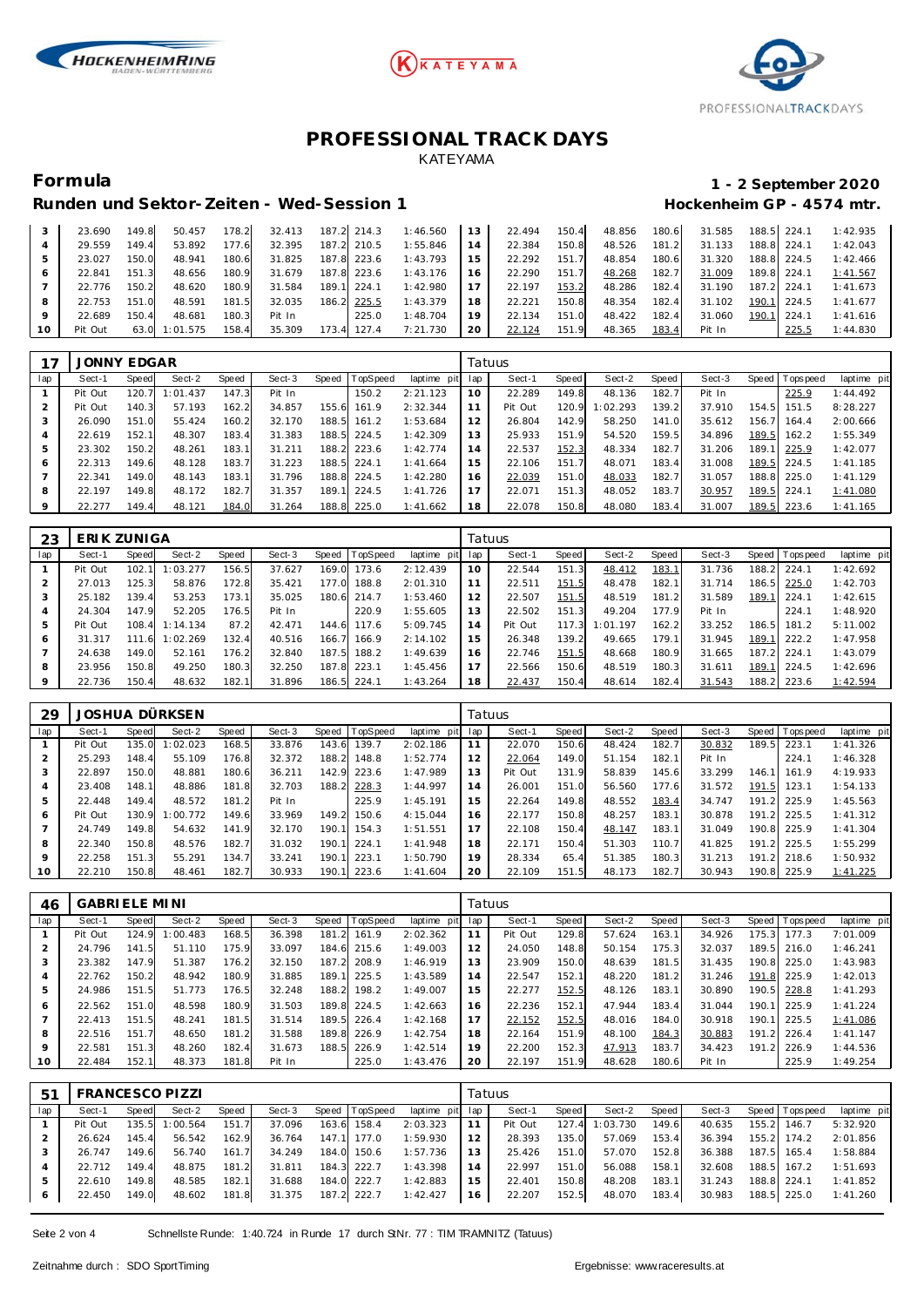# PROFESSIONAL TRACK DAYS

KATEYAMA

## Formula

**1 - 2 September 2020**

### Runden und Sektor-Zeiten - Wed-Session 1

**Hockenheim GP - 4574 mtr.**

| lap | Sect-1 | Speed | Sect-2 | Speed | Sect-3 | Speed | TopSpeed | laptime pit | lap | Sect-1 | Speed | Sect-2 | Speed | Sect-3 | Speed | Topspeed | laptime pit |
|---|---|---|---|---|---|---|---|---|---|---|---|---|---|---|---|---|---|
| 3 | 23.690 | 149.8 | 50.457 | 178.2 | 32.413 | 187.2 | 214.3 | 1:46.560 | 13 | 22.494 | 150.4 | 48.856 | 180.6 | 31.585 | 188.5 | 224.1 | 1:42.935 |
| 4 | 29.559 | 149.4 | 53.892 | 177.6 | 32.395 | 187.2 | 210.5 | 1:55.846 | 14 | 22.384 | 150.8 | 48.526 | 181.2 | 31.133 | 188.8 | 224.1 | 1:42.043 |
| 5 | 23.027 | 150.0 | 48.941 | 180.6 | 31.825 | 187.8 | 223.6 | 1:43.793 | 15 | 22.292 | 151.7 | 48.854 | 180.6 | 31.320 | 188.8 | 224.5 | 1:42.466 |
| 6 | 22.841 | 151.3 | 48.656 | 180.9 | 31.679 | 187.8 | 223.6 | 1:43.176 | 16 | 22.290 | 151.7 | 48.268 | 182.7 | 31.009 | 189.8 | 224.1 | 1:41.567 |
| 7 | 22.776 | 150.2 | 48.620 | 180.9 | 31.584 | 189.1 | 224.1 | 1:42.980 | 17 | 22.197 | 153.2 | 48.286 | 182.4 | 31.190 | 187.2 | 224.1 | 1:41.673 |
| 8 | 22.753 | 151.0 | 48.591 | 181.5 | 32.035 | 186.2 | 225.5 | 1:43.379 | 18 | 22.221 | 150.8 | 48.354 | 182.4 | 31.102 | 190.1 | 224.5 | 1:41.677 |
| 9 | 22.689 | 150.4 | 48.681 | 180.3 | Pit In | | 225.0 | 1:48.704 | 19 | 22.134 | 151.0 | 48.422 | 182.4 | 31.060 | 190.1 | 224.1 | 1:41.616 |
| 10 | Pit Out | 63.0 | 1:01.575 | 158.4 | 35.309 | 173.4 | 127.4 | 7:21.730 | 20 | 22.124 | 151.9 | 48.365 | 183.4 | Pit In | | 225.5 | 1:44.830 |

**17 JONNY EDGAR** — Tatuus

| lap | Sect-1 | Speed | Sect-2 | Speed | Sect-3 | Speed | TopSpeed | laptime pit | lap | Sect-1 | Speed | Sect-2 | Speed | Sect-3 | Speed | Topspeed | laptime pit |
|---|---|---|---|---|---|---|---|---|---|---|---|---|---|---|---|---|---|
| 1 | Pit Out | 120.7 | 1:01.437 | 147.3 | Pit In | | 150.2 | 2:21.123 | 10 | 22.289 | 149.8 | 48.136 | 182.7 | Pit In | | 225.9 | 1:44.492 |
| 2 | Pit Out | 140.3 | 57.193 | 162.2 | 34.857 | 155.6 | 161.9 | 2:32.344 | 11 | Pit Out | 120.9 | 1:02.293 | 139.2 | 37.910 | 154.5 | 151.5 | 8:28.227 |
| 3 | 26.090 | 151.0 | 55.424 | 160.2 | 32.170 | 188.5 | 161.2 | 1:53.684 | 12 | 26.804 | 142.9 | 58.250 | 141.0 | 35.612 | 156.7 | 164.4 | 2:00.666 |
| 4 | 22.619 | 152.1 | 48.307 | 183.4 | 31.383 | 188.5 | 224.5 | 1:42.309 | 13 | 25.933 | 151.9 | 54.520 | 159.5 | 34.896 | 189.5 | 162.2 | 1:55.349 |
| 5 | 23.302 | 150.2 | 48.261 | 183.1 | 31.211 | 188.2 | 223.6 | 1:42.774 | 14 | 22.537 | 152.3 | 48.334 | 182.7 | 31.206 | 189.1 | 225.9 | 1:42.077 |
| 6 | 22.313 | 149.6 | 48.128 | 183.7 | 31.223 | 188.5 | 224.1 | 1:41.664 | 15 | 22.106 | 151.7 | 48.071 | 183.4 | 31.008 | 189.5 | 224.5 | 1:41.185 |
| 7 | 22.341 | 149.0 | 48.143 | 183.1 | 31.796 | 188.8 | 224.5 | 1:42.280 | 16 | 22.039 | 151.0 | 48.033 | 182.7 | 31.057 | 188.8 | 225.0 | 1:41.129 |
| 8 | 22.197 | 149.8 | 48.172 | 182.7 | 31.357 | 189.1 | 224.5 | 1:41.726 | 17 | 22.071 | 151.3 | 48.052 | 183.7 | 30.957 | 189.5 | 224.1 | 1:41.080 |
| 9 | 22.277 | 149.4 | 48.121 | 184.0 | 31.264 | 188.8 | 225.0 | 1:41.662 | 18 | 22.078 | 150.8 | 48.080 | 183.4 | 31.007 | 189.5 | 223.6 | 1:41.165 |

**23 ERIK ZUNIGA** — Tatuus

| lap | Sect-1 | Speed | Sect-2 | Speed | Sect-3 | Speed | TopSpeed | laptime pit | lap | Sect-1 | Speed | Sect-2 | Speed | Sect-3 | Speed | Topspeed | laptime pit |
|---|---|---|---|---|---|---|---|---|---|---|---|---|---|---|---|---|---|
| 1 | Pit Out | 102.1 | 1:03.277 | 156.5 | 37.627 | 169.0 | 173.6 | 2:12.439 | 10 | 22.544 | 151.3 | 48.412 | 183.1 | 31.736 | 188.2 | 224.1 | 1:42.692 |
| 2 | 27.013 | 125.3 | 58.876 | 172.8 | 35.421 | 177.0 | 188.8 | 2:01.310 | 11 | 22.511 | 151.5 | 48.478 | 182.1 | 31.714 | 186.5 | 225.0 | 1:42.703 |
| 3 | 25.182 | 139.4 | 53.253 | 173.1 | 35.025 | 180.6 | 214.7 | 1:53.460 | 12 | 22.507 | 151.5 | 48.519 | 181.2 | 31.589 | 189.1 | 224.1 | 1:42.615 |
| 4 | 24.304 | 147.9 | 52.205 | 176.5 | Pit In | | 220.9 | 1:55.605 | 13 | 22.502 | 151.3 | 49.204 | 177.9 | Pit In | | 224.1 | 1:48.920 |
| 5 | Pit Out | 108.4 | 1:14.134 | 87.2 | 42.471 | 144.6 | 117.6 | 5:09.745 | 14 | Pit Out | 117.3 | 1:01.197 | 162.2 | 33.252 | 186.5 | 181.2 | 5:11.002 |
| 6 | 31.317 | 111.6 | 1:02.269 | 132.4 | 40.516 | 166.7 | 166.9 | 2:14.102 | 15 | 26.348 | 139.2 | 49.665 | 179.1 | 31.945 | 189.1 | 222.2 | 1:47.958 |
| 7 | 24.638 | 149.0 | 52.161 | 176.2 | 32.840 | 187.5 | 188.2 | 1:49.639 | 16 | 22.746 | 151.5 | 48.668 | 180.9 | 31.665 | 187.2 | 224.1 | 1:43.079 |
| 8 | 23.956 | 150.8 | 49.250 | 180.3 | 32.250 | 187.8 | 223.1 | 1:45.456 | 17 | 22.566 | 150.6 | 48.519 | 180.3 | 31.611 | 189.1 | 224.5 | 1:42.696 |
| 9 | 22.736 | 150.4 | 48.632 | 182.1 | 31.896 | 186.5 | 224.1 | 1:43.264 | 18 | 22.437 | 150.4 | 48.614 | 182.4 | 31.543 | 188.2 | 223.6 | 1:42.594 |

**29 JOSHUA DÜRKSEN** — Tatuus

| lap | Sect-1 | Speed | Sect-2 | Speed | Sect-3 | Speed | TopSpeed | laptime pit | lap | Sect-1 | Speed | Sect-2 | Speed | Sect-3 | Speed | Topspeed | laptime pit |
|---|---|---|---|---|---|---|---|---|---|---|---|---|---|---|---|---|---|
| 1 | Pit Out | 135.0 | 1:02.023 | 168.5 | 33.876 | 143.6 | 139.7 | 2:02.186 | 11 | 22.070 | 150.6 | 48.424 | 182.7 | 30.832 | 189.5 | 223.1 | 1:41.326 |
| 2 | 25.293 | 148.4 | 55.109 | 176.8 | 32.372 | 188.2 | 148.8 | 1:52.774 | 12 | 22.064 | 149.0 | 51.154 | 182.1 | Pit In | | 224.1 | 1:46.328 |
| 3 | 22.897 | 150.0 | 48.881 | 180.6 | 36.211 | 142.9 | 223.6 | 1:47.989 | 13 | Pit Out | 131.9 | 58.839 | 145.6 | 33.299 | 146.1 | 161.9 | 4:19.933 |
| 4 | 23.408 | 148.1 | 48.886 | 181.8 | 32.703 | 188.2 | 228.3 | 1:44.997 | 14 | 26.001 | 151.0 | 56.560 | 177.6 | 31.572 | 191.5 | 123.1 | 1:54.133 |
| 5 | 22.448 | 149.4 | 48.572 | 181.2 | Pit In | | 225.9 | 1:45.191 | 15 | 22.264 | 149.8 | 48.552 | 183.4 | 34.747 | 191.2 | 225.9 | 1:45.563 |
| 6 | Pit Out | 130.9 | 1:00.772 | 149.6 | 33.969 | 149.2 | 150.6 | 4:15.044 | 16 | 22.177 | 150.8 | 48.257 | 183.1 | 30.878 | 191.2 | 225.5 | 1:41.312 |
| 7 | 24.749 | 149.8 | 54.632 | 141.9 | 32.170 | 190.1 | 154.3 | 1:51.551 | 17 | 22.108 | 150.4 | 48.147 | 183.1 | 31.049 | 190.8 | 225.9 | 1:41.304 |
| 8 | 22.340 | 150.8 | 48.576 | 182.7 | 31.032 | 190.1 | 224.1 | 1:41.948 | 18 | 22.171 | 150.4 | 51.303 | 110.7 | 41.825 | 191.2 | 225.5 | 1:55.299 |
| 9 | 22.258 | 151.3 | 55.291 | 134.7 | 33.241 | 190.1 | 223.1 | 1:50.790 | 19 | 28.334 | 65.4 | 51.385 | 180.3 | 31.213 | 191.2 | 218.6 | 1:50.932 |
| 10 | 22.210 | 150.8 | 48.461 | 182.7 | 30.933 | 190.1 | 223.6 | 1:41.604 | 20 | 22.109 | 151.5 | 48.173 | 182.7 | 30.943 | 190.8 | 225.9 | 1:41.225 |

**46 GABRIELE MINI** — Tatuus

| lap | Sect-1 | Speed | Sect-2 | Speed | Sect-3 | Speed | TopSpeed | laptime pit | lap | Sect-1 | Speed | Sect-2 | Speed | Sect-3 | Speed | Topspeed | laptime pit |
|---|---|---|---|---|---|---|---|---|---|---|---|---|---|---|---|---|---|
| 1 | Pit Out | 124.9 | 1:00.483 | 168.5 | 36.398 | 181.2 | 161.9 | 2:02.362 | 11 | Pit Out | 129.8 | 57.624 | 163.1 | 34.926 | 175.3 | 177.3 | 7:01.009 |
| 2 | 24.796 | 141.5 | 51.110 | 175.9 | 33.097 | 184.6 | 215.6 | 1:49.003 | 12 | 24.050 | 148.8 | 50.154 | 175.3 | 32.037 | 189.5 | 216.0 | 1:46.241 |
| 3 | 23.382 | 147.9 | 51.387 | 176.2 | 32.150 | 187.2 | 208.9 | 1:46.919 | 13 | 23.909 | 150.0 | 48.639 | 181.5 | 31.435 | 190.8 | 225.0 | 1:43.983 |
| 4 | 22.762 | 150.2 | 48.942 | 180.9 | 31.885 | 189.1 | 225.5 | 1:43.589 | 14 | 22.547 | 152.1 | 48.220 | 181.2 | 31.246 | 191.8 | 225.9 | 1:42.013 |
| 5 | 24.986 | 151.5 | 51.773 | 176.5 | 32.248 | 188.2 | 198.2 | 1:49.007 | 15 | 22.277 | 152.5 | 48.126 | 183.1 | 30.890 | 190.5 | 228.8 | 1:41.293 |
| 6 | 22.562 | 151.0 | 48.598 | 180.9 | 31.503 | 189.8 | 224.5 | 1:42.663 | 16 | 22.236 | 152.1 | 47.944 | 183.4 | 31.044 | 190.1 | 225.9 | 1:41.224 |
| 7 | 22.413 | 151.5 | 48.241 | 181.5 | 31.514 | 189.5 | 226.4 | 1:42.168 | 17 | 22.152 | 152.5 | 48.016 | 184.0 | 30.918 | 190.1 | 225.5 | 1:41.086 |
| 8 | 22.516 | 151.7 | 48.650 | 181.2 | 31.588 | 189.8 | 226.9 | 1:42.754 | 18 | 22.164 | 151.9 | 48.100 | 184.3 | 30.883 | 191.2 | 226.4 | 1:41.147 |
| 9 | 22.581 | 151.3 | 48.260 | 182.4 | 31.673 | 188.5 | 226.9 | 1:42.514 | 19 | 22.200 | 152.3 | 47.913 | 183.7 | 34.423 | 191.2 | 226.9 | 1:44.536 |
| 10 | 22.484 | 152.1 | 48.373 | 181.8 | Pit In | | 225.0 | 1:43.476 | 20 | 22.197 | 151.9 | 48.628 | 180.6 | Pit In | | 225.9 | 1:49.254 |

**51 FRANCESCO PIZZI** — Tatuus

| lap | Sect-1 | Speed | Sect-2 | Speed | Sect-3 | Speed | TopSpeed | laptime pit | lap | Sect-1 | Speed | Sect-2 | Speed | Sect-3 | Speed | Topspeed | laptime pit |
|---|---|---|---|---|---|---|---|---|---|---|---|---|---|---|---|---|---|
| 1 | Pit Out | 135.5 | 1:00.564 | 151.7 | 37.096 | 163.6 | 158.4 | 2:03.323 | 11 | Pit Out | 127.4 | 1:03.730 | 149.6 | 40.635 | 155.2 | 146.7 | 5:32.920 |
| 2 | 26.624 | 145.4 | 56.542 | 162.9 | 36.764 | 147.1 | 177.0 | 1:59.930 | 12 | 28.393 | 135.0 | 57.069 | 153.4 | 36.394 | 155.2 | 174.2 | 2:01.856 |
| 3 | 26.747 | 149.6 | 56.740 | 161.7 | 34.249 | 184.0 | 150.6 | 1:57.736 | 13 | 25.426 | 151.0 | 57.070 | 152.8 | 36.388 | 187.5 | 165.4 | 1:58.884 |
| 4 | 22.712 | 149.4 | 48.875 | 181.2 | 31.811 | 184.3 | 222.7 | 1:43.398 | 14 | 22.997 | 151.0 | 56.088 | 158.1 | 32.608 | 188.5 | 167.2 | 1:51.693 |
| 5 | 22.610 | 149.8 | 48.585 | 182.1 | 31.688 | 184.0 | 222.7 | 1:42.883 | 15 | 22.401 | 150.8 | 48.208 | 183.1 | 31.243 | 188.8 | 224.1 | 1:41.852 |
| 6 | 22.450 | 149.0 | 48.602 | 181.8 | 31.375 | 187.2 | 222.7 | 1:42.427 | 16 | 22.207 | 152.5 | 48.070 | 183.4 | 30.983 | 188.5 | 225.0 | 1:41.260 |

Schnellste Runde: 1:40.724 in Runde 17 durch StNr. 77 : TIM TRAMNITZ (Tatuus)

Zeitnahme durch : SDO SportTiming

Ergebnisse: www.raceresults.at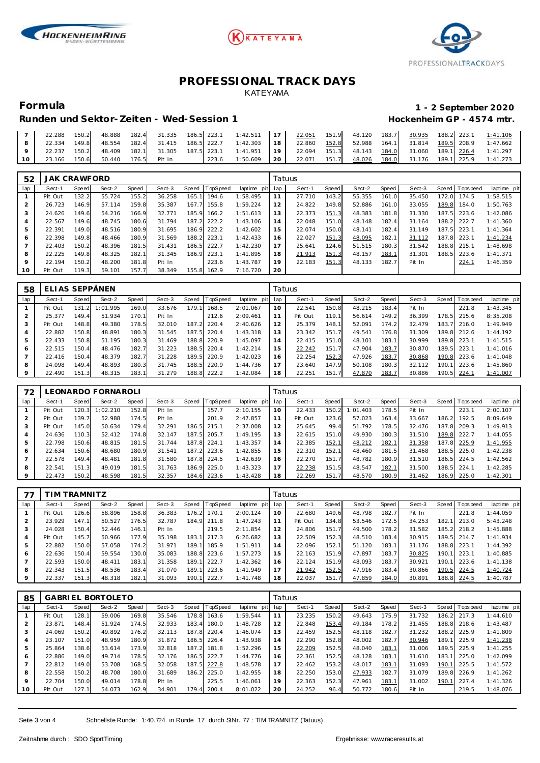# PROFESSIONAL TRACK DAYS

KATEYAMA

## Formula

**1 - 2 September 2020**

### Runden und Sektor-Zeiten - Wed-Session 1

**Hockenheim GP - 4574 mtr.**

| lap | Sect-1 | Speed | Sect-2 | Speed | Sect-3 | Speed | TopSpeed | laptime pit | lap | Sect-1 | Speed | Sect-2 | Speed | Sect-3 | Speed | Topspeed | laptime pit |
|---|---|---|---|---|---|---|---|---|---|---|---|---|---|---|---|---|---|
| 7 | 22.288 | 150.2 | 48.888 | 182.4 | 31.335 | 186.5 | 223.1 | 1:42.511 | 17 | 22.051 | 151.9 | 48.120 | 183.7 | 30.935 | 188.2 | 223.1 | 1:41.106 |
| 8 | 22.334 | 149.8 | 48.554 | 182.4 | 31.415 | 186.5 | 222.7 | 1:42.303 | 18 | 22.860 | 152.8 | 52.988 | 164.1 | 31.814 | 189.5 | 208.9 | 1:47.662 |
| 9 | 22.237 | 150.2 | 48.409 | 182.1 | 31.305 | 187.5 | 223.1 | 1:41.951 | 19 | 22.094 | 151.3 | 48.143 | 184.0 | 31.060 | 189.1 | 226.4 | 1:41.297 |
| 10 | 23.166 | 150.6 | 50.440 | 176.5 | Pit In | | 223.6 | 1:50.609 | 20 | 22.071 | 151.7 | 48.026 | 184.0 | 31.176 | 189.1 | 225.9 | 1:41.273 |

**52 JAK CRAWFORD** — Tatuus

| lap | Sect-1 | Speed | Sect-2 | Speed | Sect-3 | Speed | TopSpeed | laptime pit | lap | Sect-1 | Speed | Sect-2 | Speed | Sect-3 | Speed | Topspeed | laptime pit |
|---|---|---|---|---|---|---|---|---|---|---|---|---|---|---|---|---|---|
| 1 | Pit Out | 132.2 | 55.724 | 155.2 | 36.258 | 165.1 | 194.6 | 1:58.495 | 11 | 27.710 | 143.2 | 55.355 | 161.0 | 35.450 | 172.0 | 174.5 | 1:58.515 |
| 2 | 26.723 | 146.9 | 57.114 | 159.8 | 35.387 | 167.7 | 155.8 | 1:59.224 | 12 | 24.822 | 149.8 | 52.886 | 161.0 | 33.055 | 189.8 | 184.0 | 1:50.763 |
| 3 | 24.626 | 149.6 | 54.216 | 166.9 | 32.771 | 185.9 | 166.2 | 1:51.613 | 13 | 22.373 | 151.3 | 48.383 | 181.8 | 31.330 | 187.5 | 223.6 | 1:42.086 |
| 4 | 22.567 | 149.6 | 48.745 | 180.6 | 31.794 | 187.2 | 222.2 | 1:43.106 | 14 | 22.048 | 151.0 | 48.148 | 182.4 | 31.164 | 188.2 | 222.7 | 1:41.360 |
| 5 | 22.391 | 149.0 | 48.516 | 180.9 | 31.695 | 186.9 | 222.2 | 1:42.602 | 15 | 22.074 | 150.0 | 48.141 | 182.4 | 31.149 | 187.5 | 223.1 | 1:41.364 |
| 6 | 22.398 | 149.8 | 48.466 | 180.9 | 31.569 | 188.2 | 223.1 | 1:42.433 | 16 | 22.027 | 151.3 | 48.095 | 182.1 | 31.112 | 187.8 | 223.1 | 1:41.234 |
| 7 | 22.403 | 150.2 | 48.396 | 181.5 | 31.431 | 186.5 | 222.7 | 1:42.230 | 17 | 25.641 | 124.6 | 51.515 | 180.3 | 31.542 | 188.8 | 215.1 | 1:48.698 |
| 8 | 22.225 | 149.8 | 48.325 | 182.1 | 31.345 | 186.9 | 223.1 | 1:41.895 | 18 | 21.913 | 151.3 | 48.157 | 183.1 | 31.301 | 188.5 | 223.6 | 1:41.371 |
| 9 | 22.194 | 150.2 | 48.200 | 181.8 | Pit In | | 223.6 | 1:43.787 | 19 | 22.183 | 151.3 | 48.133 | 182.7 | Pit In | | 224.1 | 1:46.359 |
| 10 | Pit Out | 119.3 | 59.101 | 157.7 | 38.349 | 155.8 | 162.9 | 7:16.720 | 20 | | | | | | | | |

**58 ELIAS SEPPÄNEN** — Tatuus

| lap | Sect-1 | Speed | Sect-2 | Speed | Sect-3 | Speed | TopSpeed | laptime pit | lap | Sect-1 | Speed | Sect-2 | Speed | Sect-3 | Speed | Topspeed | laptime pit |
|---|---|---|---|---|---|---|---|---|---|---|---|---|---|---|---|---|---|
| 1 | Pit Out | 131.2 | 1:01.995 | 169.0 | 33.676 | 179.1 | 168.5 | 2:01.067 | 10 | 22.541 | 150.8 | 48.215 | 183.4 | Pit In | | 221.8 | 1:43.345 |
| 2 | 25.377 | 149.4 | 51.934 | 170.1 | Pit In | | 212.6 | 2:09.461 | 11 | Pit Out | 119.1 | 56.614 | 149.2 | 36.399 | 178.5 | 215.6 | 8:35.208 |
| 3 | Pit Out | 148.8 | 49.380 | 178.5 | 32.010 | 187.2 | 220.4 | 2:40.626 | 12 | 25.379 | 148.1 | 52.091 | 174.2 | 32.479 | 183.7 | 216.0 | 1:49.949 |
| 4 | 22.882 | 150.8 | 48.891 | 180.3 | 31.545 | 187.5 | 220.4 | 1:43.318 | 13 | 23.342 | 151.7 | 49.541 | 176.8 | 31.309 | 189.8 | 212.6 | 1:44.192 |
| 5 | 22.433 | 150.8 | 51.195 | 180.3 | 31.469 | 188.8 | 220.9 | 1:45.097 | 14 | 22.415 | 151.0 | 48.101 | 183.1 | 30.999 | 189.8 | 223.1 | 1:41.515 |
| 6 | 22.515 | 150.4 | 48.476 | 182.7 | 31.223 | 188.5 | 220.4 | 1:42.214 | 15 | 22.242 | 151.7 | 47.904 | 183.7 | 30.870 | 189.5 | 223.1 | 1:41.016 |
| 7 | 22.416 | 150.4 | 48.379 | 182.7 | 31.228 | 189.5 | 220.9 | 1:42.023 | 16 | 22.254 | 152.3 | 47.926 | 183.7 | 30.868 | 190.8 | 223.6 | 1:41.048 |
| 8 | 24.098 | 149.4 | 48.893 | 180.3 | 31.745 | 188.5 | 220.9 | 1:44.736 | 17 | 23.640 | 147.9 | 50.108 | 180.3 | 32.112 | 190.1 | 223.6 | 1:45.860 |
| 9 | 22.490 | 151.3 | 48.315 | 183.1 | 31.279 | 188.8 | 222.2 | 1:42.084 | 18 | 22.251 | 151.7 | 47.870 | 183.7 | 30.886 | 190.5 | 224.1 | 1:41.007 |

**72 LEONARDO FORNAROLI** — Tatuus

| lap | Sect-1 | Speed | Sect-2 | Speed | Sect-3 | Speed | TopSpeed | laptime pit | lap | Sect-1 | Speed | Sect-2 | Speed | Sect-3 | Speed | Topspeed | laptime pit |
|---|---|---|---|---|---|---|---|---|---|---|---|---|---|---|---|---|---|
| 1 | Pit Out | 120.3 | 1:02.210 | 152.8 | Pit In | | 157.7 | 2:10.155 | 10 | 22.433 | 150.2 | 1:01.403 | 178.5 | Pit In | | 223.1 | 2:00.107 |
| 2 | Pit Out | 139.7 | 52.988 | 174.5 | Pit In | | 201.9 | 2:47.857 | 11 | Pit Out | 123.6 | 57.023 | 163.4 | 33.667 | 186.2 | 192.5 | 8:09.649 |
| 3 | Pit Out | 145.0 | 50.634 | 179.4 | 32.291 | 186.5 | 215.1 | 2:37.008 | 12 | 25.645 | 99.4 | 51.792 | 178.5 | 32.476 | 187.8 | 209.3 | 1:49.913 |
| 4 | 24.636 | 110.3 | 52.412 | 174.8 | 32.147 | 187.5 | 205.7 | 1:49.195 | 13 | 22.615 | 151.0 | 49.930 | 180.3 | 31.510 | 189.8 | 222.7 | 1:44.055 |
| 5 | 22.798 | 150.6 | 48.815 | 181.5 | 31.744 | 187.8 | 224.1 | 1:43.357 | 14 | 22.385 | 152.1 | 48.212 | 182.1 | 31.358 | 187.8 | 225.9 | 1:41.955 |
| 6 | 22.634 | 150.6 | 48.680 | 180.9 | 31.541 | 187.2 | 223.6 | 1:42.855 | 15 | 22.310 | 152.1 | 48.460 | 181.5 | 31.468 | 188.5 | 225.0 | 1:42.238 |
| 7 | 22.578 | 149.4 | 48.481 | 181.8 | 31.580 | 187.8 | 224.5 | 1:42.639 | 16 | 22.270 | 151.7 | 48.782 | 180.9 | 31.510 | 186.5 | 224.5 | 1:42.562 |
| 8 | 22.541 | 151.3 | 49.019 | 181.5 | 31.763 | 186.9 | 225.0 | 1:43.323 | 17 | 22.238 | 151.5 | 48.547 | 182.1 | 31.500 | 188.5 | 224.1 | 1:42.285 |
| 9 | 22.473 | 150.2 | 48.598 | 181.5 | 32.357 | 184.6 | 223.6 | 1:43.428 | 18 | 22.269 | 151.7 | 48.570 | 180.9 | 31.462 | 186.9 | 225.0 | 1:42.301 |

**77 TIM TRAMNITZ** — Tatuus

| lap | Sect-1 | Speed | Sect-2 | Speed | Sect-3 | Speed | TopSpeed | laptime pit | lap | Sect-1 | Speed | Sect-2 | Speed | Sect-3 | Speed | Topspeed | laptime pit |
|---|---|---|---|---|---|---|---|---|---|---|---|---|---|---|---|---|---|
| 1 | Pit Out | 126.6 | 58.896 | 158.8 | 36.383 | 176.2 | 170.1 | 2:00.124 | 10 | 22.680 | 149.6 | 48.798 | 182.7 | Pit In | | 221.8 | 1:44.059 |
| 2 | 23.929 | 147.1 | 50.527 | 176.5 | 32.787 | 184.9 | 211.8 | 1:47.243 | 11 | Pit Out | 134.8 | 53.546 | 172.5 | 34.253 | 182.1 | 213.0 | 5:43.248 |
| 3 | 24.028 | 150.4 | 52.446 | 146.1 | Pit In | | 219.5 | 2:11.854 | 12 | 24.806 | 151.7 | 49.500 | 178.2 | 31.582 | 185.2 | 218.2 | 1:45.888 |
| 4 | Pit Out | 145.7 | 50.966 | 177.9 | 35.198 | 183.1 | 217.3 | 6:26.682 | 13 | 22.509 | 152.3 | 48.510 | 183.4 | 30.915 | 189.5 | 214.7 | 1:41.934 |
| 5 | 22.882 | 150.0 | 57.058 | 174.2 | 31.971 | 189.1 | 185.9 | 1:51.911 | 14 | 22.096 | 152.1 | 51.120 | 183.1 | 31.176 | 188.8 | 223.1 | 1:44.392 |
| 6 | 22.636 | 150.4 | 59.554 | 130.0 | 35.083 | 188.8 | 223.6 | 1:57.273 | 15 | 22.163 | 151.9 | 47.897 | 183.7 | 30.825 | 190.1 | 223.1 | 1:40.885 |
| 7 | 22.593 | 150.0 | 48.411 | 183.1 | 31.358 | 189.1 | 222.7 | 1:42.362 | 16 | 22.124 | 151.9 | 48.093 | 183.7 | 30.921 | 190.1 | 223.6 | 1:41.138 |
| 8 | 22.343 | 151.5 | 48.536 | 183.4 | 31.070 | 189.1 | 223.6 | 1:41.949 | 17 | 21.942 | 152.5 | 47.916 | 183.4 | 30.866 | 190.5 | 224.5 | 1:40.724 |
| 9 | 22.337 | 151.3 | 48.318 | 182.1 | 31.093 | 190.1 | 222.7 | 1:41.748 | 18 | 22.037 | 151.7 | 47.859 | 184.0 | 30.891 | 188.8 | 224.5 | 1:40.787 |

**85 GABRIEL BORTOLETO** — Tatuus

| lap | Sect-1 | Speed | Sect-2 | Speed | Sect-3 | Speed | TopSpeed | laptime pit | lap | Sect-1 | Speed | Sect-2 | Speed | Sect-3 | Speed | Topspeed | laptime pit |
|---|---|---|---|---|---|---|---|---|---|---|---|---|---|---|---|---|---|
| 1 | Pit Out | 128.1 | 59.006 | 169.8 | 35.546 | 178.8 | 163.6 | 1:59.544 | 11 | 23.235 | 150.2 | 49.643 | 175.9 | 31.732 | 186.2 | 217.3 | 1:44.610 |
| 2 | 23.871 | 148.4 | 51.924 | 174.5 | 32.933 | 183.4 | 180.0 | 1:48.728 | 12 | 22.848 | 153.4 | 49.184 | 178.2 | 31.455 | 188.8 | 218.6 | 1:43.487 |
| 3 | 24.069 | 150.2 | 49.892 | 176.2 | 32.113 | 187.8 | 220.4 | 1:46.074 | 13 | 22.459 | 152.5 | 48.118 | 182.7 | 31.232 | 188.2 | 225.9 | 1:41.809 |
| 4 | 23.107 | 151.0 | 48.959 | 180.9 | 31.872 | 186.5 | 226.4 | 1:43.938 | 14 | 22.290 | 152.8 | 48.002 | 182.7 | 30.946 | 189.1 | 225.9 | 1:41.238 |
| 5 | 25.864 | 138.6 | 53.614 | 173.9 | 32.818 | 187.2 | 181.8 | 1:52.296 | 15 | 22.209 | 152.5 | 48.040 | 183.1 | 31.006 | 189.5 | 225.9 | 1:41.255 |
| 6 | 22.886 | 149.0 | 49.714 | 178.5 | 32.176 | 186.5 | 222.7 | 1:44.776 | 16 | 22.361 | 152.5 | 48.128 | 183.1 | 31.610 | 183.1 | 225.0 | 1:42.099 |
| 7 | 22.812 | 149.0 | 53.708 | 168.5 | 32.058 | 187.5 | 227.8 | 1:48.578 | 17 | 22.462 | 153.2 | 48.017 | 183.1 | 31.093 | 190.1 | 225.5 | 1:41.572 |
| 8 | 22.558 | 150.2 | 48.708 | 180.0 | 31.689 | 186.2 | 225.0 | 1:42.955 | 18 | 22.250 | 153.0 | 47.933 | 182.7 | 31.079 | 189.8 | 226.9 | 1:41.262 |
| 9 | 22.704 | 150.0 | 49.014 | 178.8 | Pit In | | 225.5 | 1:46.061 | 19 | 22.363 | 152.3 | 47.961 | 183.1 | 31.002 | 190.1 | 227.4 | 1:41.326 |
| 10 | Pit Out | 127.1 | 54.073 | 162.9 | 34.901 | 179.4 | 200.4 | 8:01.022 | 20 | 24.252 | 96.4 | 50.772 | 180.6 | Pit In | | 219.5 | 1:48.076 |

Schnellste Runde: 1:40.724 in Runde 17 durch StNr. 77 : TIM TRAMNITZ (Tatuus)

Zeitnahme durch : SDO SportTiming — Ergebnisse: www.raceresults.at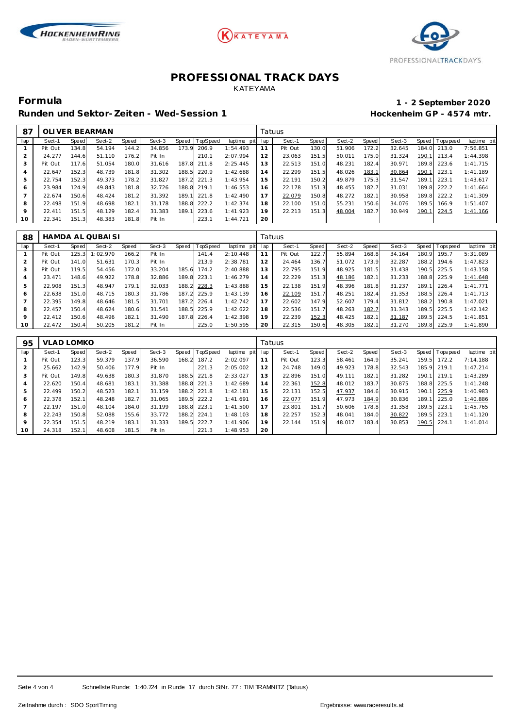# PROFESSIONAL TRACK DAYS

KATEYAMA

## Formula

**Runden und Sektor-Zeiten - Wed-Session 1**

**1 - 2 September 2020**

**Hockenheim GP - 4574 mtr.**

| 87 | OLIVER BEARMAN | | | | | | | | Tatuus | | | | | | | | |
|---|---|---|---|---|---|---|---|---|---|---|---|---|---|---|---|---|---|
| lap | Sect-1 | Speed | Sect-2 | Speed | Sect-3 | Speed | TopSpeed | laptime pit | lap | Sect-1 | Speed | Sect-2 | Speed | Sect-3 | Speed | Topspeed | laptime pit |
| 1 | Pit Out | 134.8 | 54.194 | 144.2 | 34.856 | 173.9 | 206.9 | 1:54.493 | 11 | Pit Out | 130.0 | 51.906 | 172.2 | 32.645 | 184.0 | 213.0 | 7:56.851 |
| 2 | 24.277 | 144.6 | 51.110 | 176.2 | Pit In | | 210.1 | 2:07.994 | 12 | 23.063 | 151.5 | 50.011 | 175.0 | 31.324 | 190.1 | 213.4 | 1:44.398 |
| 3 | Pit Out | 117.6 | 51.054 | 180.0 | 31.616 | 187.8 | 211.8 | 2:25.445 | 13 | 22.513 | 151.0 | 48.231 | 182.4 | 30.971 | 189.8 | 223.6 | 1:41.715 |
| 4 | 22.647 | 152.3 | 48.739 | 181.8 | 31.302 | 188.5 | 220.9 | 1:42.688 | 14 | 22.299 | 151.5 | 48.026 | 183.1 | 30.864 | 190.1 | 223.1 | 1:41.189 |
| 5 | 22.754 | 152.3 | 49.373 | 178.2 | 31.827 | 187.2 | 221.3 | 1:43.954 | 15 | 22.191 | 150.2 | 49.879 | 175.3 | 31.547 | 189.1 | 223.1 | 1:43.617 |
| 6 | 23.984 | 124.9 | 49.843 | 181.8 | 32.726 | 188.8 | 219.1 | 1:46.553 | 16 | 22.178 | 151.3 | 48.455 | 182.7 | 31.031 | 189.8 | 222.2 | 1:41.664 |
| 7 | 22.674 | 150.6 | 48.424 | 181.2 | 31.392 | 189.1 | 221.8 | 1:42.490 | 17 | 22.079 | 150.8 | 48.272 | 182.1 | 30.958 | 189.8 | 222.2 | 1:41.309 |
| 8 | 22.498 | 151.9 | 48.698 | 182.1 | 31.178 | 188.8 | 222.2 | 1:42.374 | 18 | 22.100 | 151.0 | 55.231 | 150.6 | 34.076 | 189.5 | 166.9 | 1:51.407 |
| 9 | 22.411 | 151.5 | 48.129 | 182.4 | 31.383 | 189.1 | 223.6 | 1:41.923 | 19 | 22.213 | 151.3 | 48.004 | 182.7 | 30.949 | 190.1 | 224.5 | 1:41.166 |
| 10 | 22.341 | 151.3 | 48.383 | 181.8 | Pit In | | 223.1 | 1:44.721 | 20 | | | | | | | | |

| 88 | HAMDA AL QUBAISI | | | | | | | | Tatuus | | | | | | | | |
|---|---|---|---|---|---|---|---|---|---|---|---|---|---|---|---|---|---|
| lap | Sect-1 | Speed | Sect-2 | Speed | Sect-3 | Speed | TopSpeed | laptime pit | lap | Sect-1 | Speed | Sect-2 | Speed | Sect-3 | Speed | Topspeed | laptime pit |
| 1 | Pit Out | 125.3 | 1:02.970 | 166.2 | Pit In | | 141.4 | 2:10.448 | 11 | Pit Out | 122.7 | 55.894 | 168.8 | 34.164 | 180.9 | 195.7 | 5:31.089 |
| 2 | Pit Out | 141.0 | 51.631 | 170.3 | Pit In | | 213.9 | 2:38.781 | 12 | 24.464 | 136.7 | 51.072 | 173.9 | 32.287 | 188.2 | 194.6 | 1:47.823 |
| 3 | Pit Out | 119.5 | 54.456 | 172.0 | 33.204 | 185.6 | 174.2 | 2:40.888 | 13 | 22.795 | 151.9 | 48.925 | 181.5 | 31.438 | 190.5 | 225.5 | 1:43.158 |
| 4 | 23.471 | 148.6 | 49.922 | 178.8 | 32.886 | 189.8 | 223.1 | 1:46.279 | 14 | 22.229 | 151.3 | 48.186 | 182.1 | 31.233 | 188.8 | 225.9 | 1:41.648 |
| 5 | 22.908 | 151.3 | 48.947 | 179.1 | 32.033 | 188.2 | 228.3 | 1:43.888 | 15 | 22.138 | 151.9 | 48.396 | 181.8 | 31.237 | 189.1 | 226.4 | 1:41.771 |
| 6 | 22.638 | 151.0 | 48.715 | 180.3 | 31.786 | 187.2 | 225.9 | 1:43.139 | 16 | 22.109 | 151.7 | 48.251 | 182.4 | 31.353 | 188.5 | 226.4 | 1:41.713 |
| 7 | 22.395 | 149.8 | 48.646 | 181.5 | 31.701 | 187.2 | 226.4 | 1:42.742 | 17 | 22.602 | 147.9 | 52.607 | 179.4 | 31.812 | 188.2 | 190.8 | 1:47.021 |
| 8 | 22.457 | 150.4 | 48.624 | 180.6 | 31.541 | 188.5 | 225.9 | 1:42.622 | 18 | 22.536 | 151.7 | 48.263 | 182.7 | 31.343 | 189.5 | 225.5 | 1:42.142 |
| 9 | 22.412 | 150.6 | 48.496 | 182.1 | 31.490 | 187.8 | 226.4 | 1:42.398 | 19 | 22.239 | 152.3 | 48.425 | 182.1 | 31.187 | 189.5 | 224.5 | 1:41.851 |
| 10 | 22.472 | 150.4 | 50.205 | 181.2 | Pit In | | 225.0 | 1:50.595 | 20 | 22.315 | 150.6 | 48.305 | 182.1 | 31.270 | 189.8 | 225.9 | 1:41.890 |

| 95 | VLAD LOMKO | | | | | | | | Tatuus | | | | | | | | |
|---|---|---|---|---|---|---|---|---|---|---|---|---|---|---|---|---|---|
| lap | Sect-1 | Speed | Sect-2 | Speed | Sect-3 | Speed | TopSpeed | laptime pit | lap | Sect-1 | Speed | Sect-2 | Speed | Sect-3 | Speed | Topspeed | laptime pit |
| 1 | Pit Out | 123.3 | 59.379 | 137.9 | 36.590 | 168.2 | 187.2 | 2:02.097 | 11 | Pit Out | 123.3 | 58.461 | 164.9 | 35.241 | 159.5 | 172.2 | 7:14.188 |
| 2 | 25.662 | 142.9 | 50.406 | 177.9 | Pit In | | 221.3 | 2:05.002 | 12 | 24.748 | 149.0 | 49.923 | 178.8 | 32.543 | 185.9 | 219.1 | 1:47.214 |
| 3 | Pit Out | 149.8 | 49.638 | 180.3 | 31.870 | 188.5 | 221.8 | 2:33.027 | 13 | 22.896 | 151.0 | 49.111 | 182.1 | 31.282 | 190.1 | 219.1 | 1:43.289 |
| 4 | 22.620 | 150.4 | 48.681 | 183.1 | 31.388 | 188.8 | 221.3 | 1:42.689 | 14 | 22.361 | 152.8 | 48.012 | 183.7 | 30.875 | 188.8 | 225.5 | 1:41.248 |
| 5 | 22.499 | 150.2 | 48.523 | 182.1 | 31.159 | 188.2 | 221.8 | 1:42.181 | 15 | 22.131 | 152.5 | 47.937 | 184.6 | 30.915 | 190.1 | 225.9 | 1:40.983 |
| 6 | 22.378 | 152.1 | 48.248 | 182.7 | 31.065 | 189.5 | 222.2 | 1:41.691 | 16 | 22.077 | 151.9 | 47.973 | 184.9 | 30.836 | 189.1 | 225.0 | 1:40.886 |
| 7 | 22.197 | 151.0 | 48.104 | 184.0 | 31.199 | 188.8 | 223.1 | 1:41.500 | 17 | 23.801 | 151.7 | 50.606 | 178.8 | 31.358 | 189.5 | 223.1 | 1:45.765 |
| 8 | 22.243 | 150.8 | 52.088 | 155.6 | 33.772 | 188.2 | 224.1 | 1:48.103 | 18 | 22.257 | 152.3 | 48.041 | 184.0 | 30.822 | 189.5 | 223.1 | 1:41.120 |
| 9 | 22.354 | 151.5 | 48.219 | 183.1 | 31.333 | 189.5 | 222.7 | 1:41.906 | 19 | 22.144 | 151.9 | 48.017 | 183.4 | 30.853 | 190.5 | 224.1 | 1:41.014 |
| 10 | 24.318 | 152.1 | 48.608 | 181.5 | Pit In | | 221.3 | 1:48.953 | 20 | | | | | | | | |

Schnellste Runde: 1:40.724 in Runde 17 durch StNr. 77 : TIM TRAMNITZ (Tatuus)

Zeitnahme durch : SDO SportTiming

Ergebnisse: www.raceresults.at